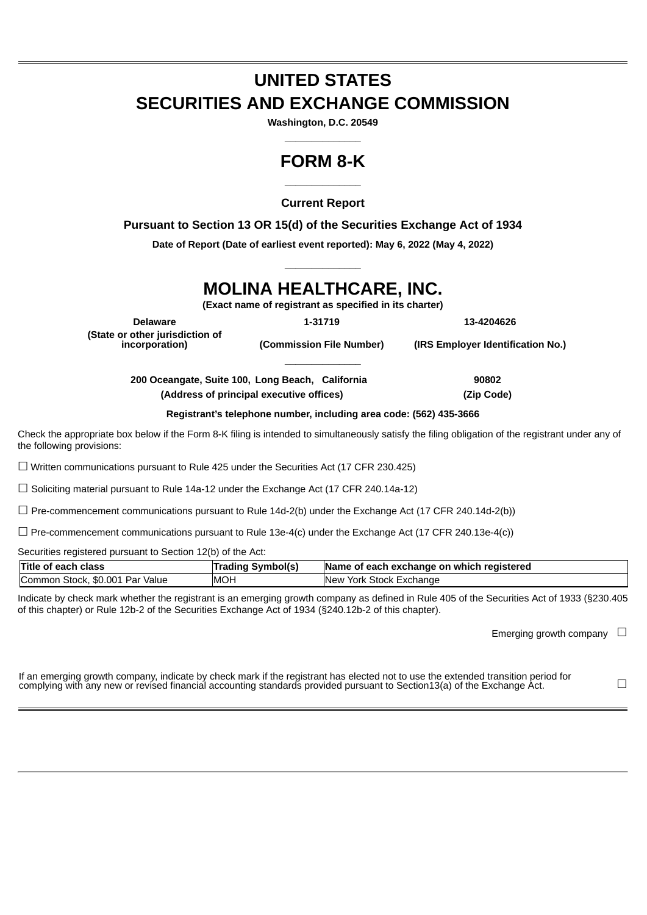# UNITED STATES
# SECURITIES AND EXCHANGE COMMISSION

**Washington, D.C. 20549**

---

# FORM 8-K

---

**Current Report**

**Pursuant to Section 13 OR 15(d) of the Securities Exchange Act of 1934**

**Date of Report (Date of earliest event reported): May 6, 2022 (May 4, 2022)**

---

# MOLINA HEALTHCARE, INC.

**(Exact name of registrant as specified in its charter)**

| Delaware | 1-31719 | 13-4204626 |
|---|---|---|
| (State or other jurisdiction of incorporation) | (Commission File Number) | (IRS Employer Identification No.) |

---

| 200 Oceangate, Suite 100, Long Beach, California | 90802 |
|---|---|
| (Address of principal executive offices) | (Zip Code) |

**Registrant's telephone number, including area code: (562) 435-3666**

Check the appropriate box below if the Form 8-K filing is intended to simultaneously satisfy the filing obligation of the registrant under any of the following provisions:

☐ Written communications pursuant to Rule 425 under the Securities Act (17 CFR 230.425)

☐ Soliciting material pursuant to Rule 14a-12 under the Exchange Act (17 CFR 240.14a-12)

☐ Pre-commencement communications pursuant to Rule 14d-2(b) under the Exchange Act (17 CFR 240.14d-2(b))

☐ Pre-commencement communications pursuant to Rule 13e-4(c) under the Exchange Act (17 CFR 240.13e-4(c))

Securities registered pursuant to Section 12(b) of the Act:

| Title of each class | Trading Symbol(s) | Name of each exchange on which registered |
|---|---|---|
| Common Stock, $0.001 Par Value | MOH | New York Stock Exchange |

Indicate by check mark whether the registrant is an emerging growth company as defined in Rule 405 of the Securities Act of 1933 (§230.405 of this chapter) or Rule 12b-2 of the Securities Exchange Act of 1934 (§240.12b-2 of this chapter).

Emerging growth company ☐

If an emerging growth company, indicate by check mark if the registrant has elected not to use the extended transition period for complying with any new or revised financial accounting standards provided pursuant to Section13(a) of the Exchange Act. ☐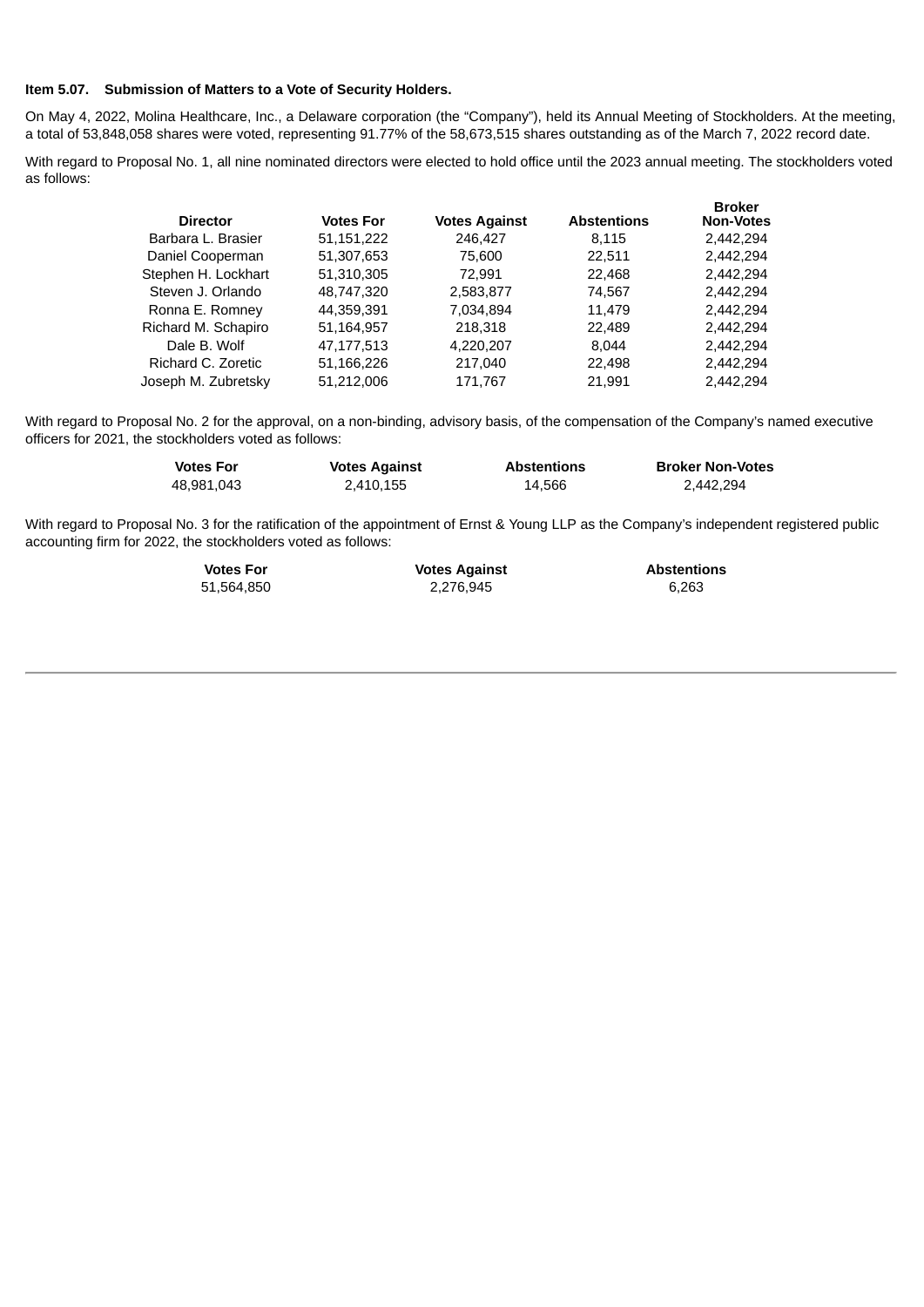**Item 5.07.  Submission of Matters to a Vote of Security Holders.**

On May 4, 2022, Molina Healthcare, Inc., a Delaware corporation (the "Company"), held its Annual Meeting of Stockholders. At the meeting, a total of 53,848,058 shares were voted, representing 91.77% of the 58,673,515 shares outstanding as of the March 7, 2022 record date.

With regard to Proposal No. 1, all nine nominated directors were elected to hold office until the 2023 annual meeting. The stockholders voted as follows:

| Director | Votes For | Votes Against | Abstentions | Broker Non-Votes |
|---|---|---|---|---|
| Barbara L. Brasier | 51,151,222 | 246,427 | 8,115 | 2,442,294 |
| Daniel Cooperman | 51,307,653 | 75,600 | 22,511 | 2,442,294 |
| Stephen H. Lockhart | 51,310,305 | 72,991 | 22,468 | 2,442,294 |
| Steven J. Orlando | 48,747,320 | 2,583,877 | 74,567 | 2,442,294 |
| Ronna E. Romney | 44,359,391 | 7,034,894 | 11,479 | 2,442,294 |
| Richard M. Schapiro | 51,164,957 | 218,318 | 22,489 | 2,442,294 |
| Dale B. Wolf | 47,177,513 | 4,220,207 | 8,044 | 2,442,294 |
| Richard C. Zoretic | 51,166,226 | 217,040 | 22,498 | 2,442,294 |
| Joseph M. Zubretsky | 51,212,006 | 171,767 | 21,991 | 2,442,294 |

With regard to Proposal No. 2 for the approval, on a non-binding, advisory basis, of the compensation of the Company's named executive officers for 2021, the stockholders voted as follows:

| Votes For | Votes Against | Abstentions | Broker Non-Votes |
|---|---|---|---|
| 48,981,043 | 2,410,155 | 14,566 | 2,442,294 |

With regard to Proposal No. 3 for the ratification of the appointment of Ernst & Young LLP as the Company's independent registered public accounting firm for 2022, the stockholders voted as follows:

| Votes For | Votes Against | Abstentions |
|---|---|---|
| 51,564,850 | 2,276,945 | 6,263 |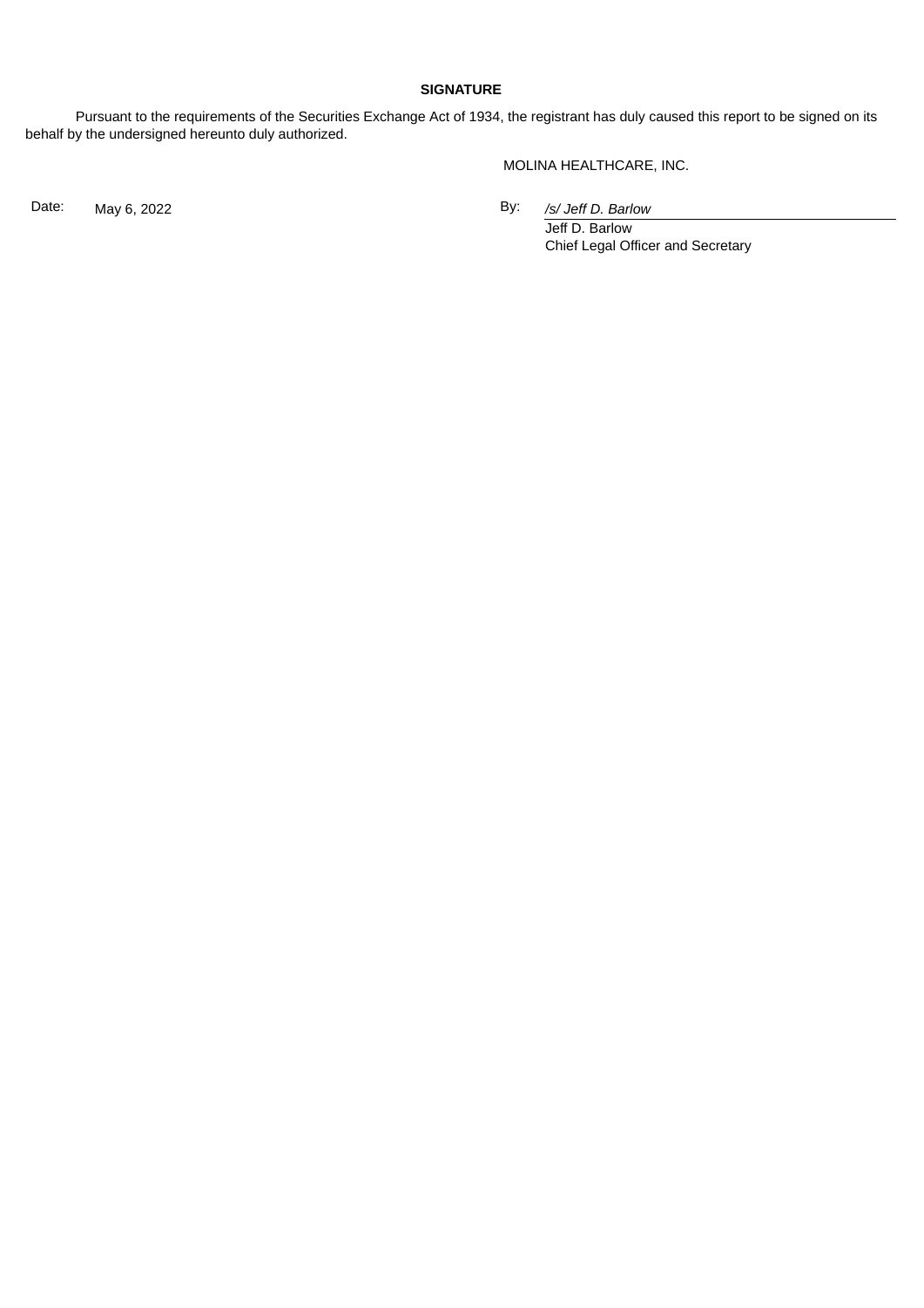**SIGNATURE**

Pursuant to the requirements of the Securities Exchange Act of 1934, the registrant has duly caused this report to be signed on its behalf by the undersigned hereunto duly authorized.

MOLINA HEALTHCARE, INC.

| | | | |
|---|---|---|---|
| Date: | May 6, 2022 | By: | */s/ Jeff D. Barlow* |
| | | | Jeff D. Barlow |
| | | | Chief Legal Officer and Secretary |